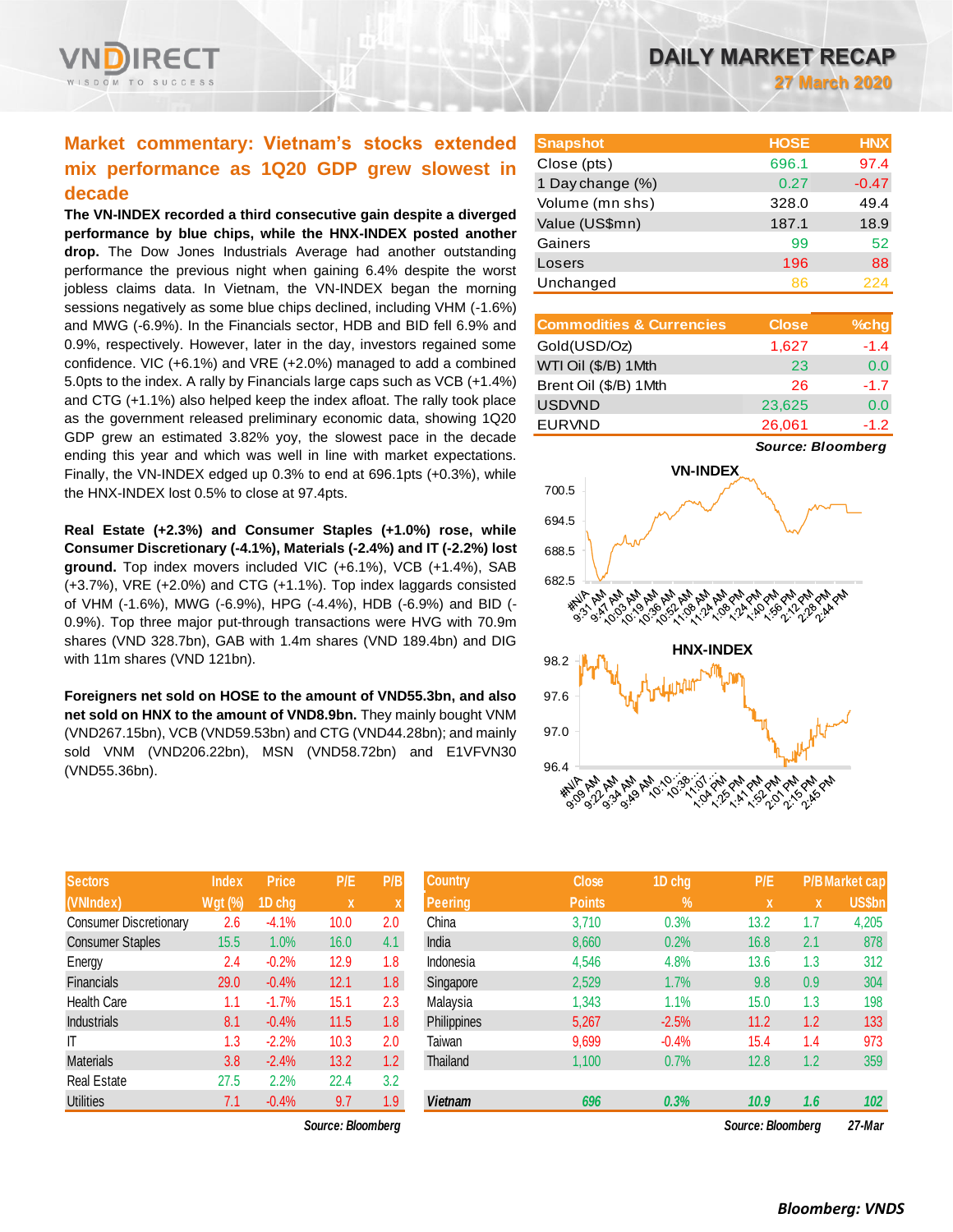# DAILY MARKET RECAP

**27 March 2020**

## Market commentary: Vietnam's stocks extended mix performance as 1Q20 GDP grew slowest in decade

**The VN-INDEX recorded a third consecutive gain despite a diverged performance by blue chips, while the HNX-INDEX posted another drop.** The Dow Jones Industrials Average had another outstanding performance the previous night when gaining 6.4% despite the worst jobless claims data. In Vietnam, the VN-INDEX began the morning sessions negatively as some blue chips declined, including VHM (-1.6%) and MWG (-6.9%). In the Financials sector, HDB and BID fell 6.9% and 0.9%, respectively. However, later in the day, investors regained some confidence. VIC (+6.1%) and VRE (+2.0%) managed to add a combined 5.0pts to the index. A rally by Financials large caps such as VCB (+1.4%) and CTG (+1.1%) also helped keep the index afloat. The rally took place as the government released preliminary economic data, showing 1Q20 GDP grew an estimated 3.82% yoy, the slowest pace in the decade ending this year and which was well in line with market expectations. Finally, the VN-INDEX edged up 0.3% to end at 696.1pts (+0.3%), while the HNX-INDEX lost 0.5% to close at 97.4pts.

**Real Estate (+2.3%) and Consumer Staples (+1.0%) rose, while Consumer Discretionary (-4.1%), Materials (-2.4%) and IT (-2.2%) lost ground.** Top index movers included VIC (+6.1%), VCB (+1.4%), SAB (+3.7%), VRE (+2.0%) and CTG (+1.1%). Top index laggards consisted of VHM (-1.6%), MWG (-6.9%), HPG (-4.4%), HDB (-6.9%) and BID (-0.9%). Top three major put-through transactions were HVG with 70.9m shares (VND 328.7bn), GAB with 1.4m shares (VND 189.4bn) and DIG with 11m shares (VND 121bn).

**Foreigners net sold on HOSE to the amount of VND55.3bn, and also net sold on HNX to the amount of VND8.9bn.** They mainly bought VNM (VND267.15bn), VCB (VND59.53bn) and CTG (VND44.28bn); and mainly sold VNM (VND206.22bn), MSN (VND58.72bn) and E1VFVN30 (VND55.36bn).

| Snapshot | HOSE | HNX |
|---|---|---|
| Close (pts) | 696.1 | 97.4 |
| 1 Day change (%) | 0.27 | -0.47 |
| Volume (mn shs) | 328.0 | 49.4 |
| Value (US$mn) | 187.1 | 18.9 |
| Gainers | 99 | 52 |
| Losers | 196 | 88 |
| Unchanged | 86 | 224 |

| Commodities & Currencies | Close | %chg |
|---|---|---|
| Gold(USD/Oz) | 1,627 | -1.4 |
| WTI Oil ($/B) 1Mth | 23 | 0.0 |
| Brent Oil ($/B) 1Mth | 26 | -1.7 |
| USDVND | 23,625 | 0.0 |
| EURVND | 26,061 | -1.2 |

*Source: Bloomberg*

VN-INDEX

HNX-INDEX

| Sectors (VNIndex) | Index Wgt (%) | Price 1D chg | P/E x | P/B x |
|---|---|---|---|---|
| Consumer Discretionary | 2.6 | -4.1% | 10.0 | 2.0 |
| Consumer Staples | 15.5 | 1.0% | 16.0 | 4.1 |
| Energy | 2.4 | -0.2% | 12.9 | 1.8 |
| Financials | 29.0 | -0.4% | 12.1 | 1.8 |
| Health Care | 1.1 | -1.7% | 15.1 | 2.3 |
| Industrials | 8.1 | -0.4% | 11.5 | 1.8 |
| IT | 1.3 | -2.2% | 10.3 | 2.0 |
| Materials | 3.8 | -2.4% | 13.2 | 1.2 |
| Real Estate | 27.5 | 2.2% | 22.4 | 3.2 |
| Utilities | 7.1 | -0.4% | 9.7 | 1.9 |

*Source: Bloomberg*

| Country Peering | Close Points | 1D chg % | P/E x | P/B x | Market cap US$bn |
|---|---|---|---|---|---|
| China | 3,710 | 0.3% | 13.2 | 1.7 | 4,205 |
| India | 8,660 | 0.2% | 16.8 | 2.1 | 878 |
| Indonesia | 4,546 | 4.8% | 13.6 | 1.3 | 312 |
| Singapore | 2,529 | 1.7% | 9.8 | 0.9 | 304 |
| Malaysia | 1,343 | 1.1% | 15.0 | 1.3 | 198 |
| Philippines | 5,267 | -2.5% | 11.2 | 1.2 | 133 |
| Taiwan | 9,699 | -0.4% | 15.4 | 1.4 | 973 |
| Thailand | 1,100 | 0.7% | 12.8 | 1.2 | 359 |
| ***Vietnam*** | ***696*** | ***0.3%*** | ***10.9*** | ***1.6*** | ***102*** |

*Source: Bloomberg* *27-Mar*

*Bloomberg: VNDS*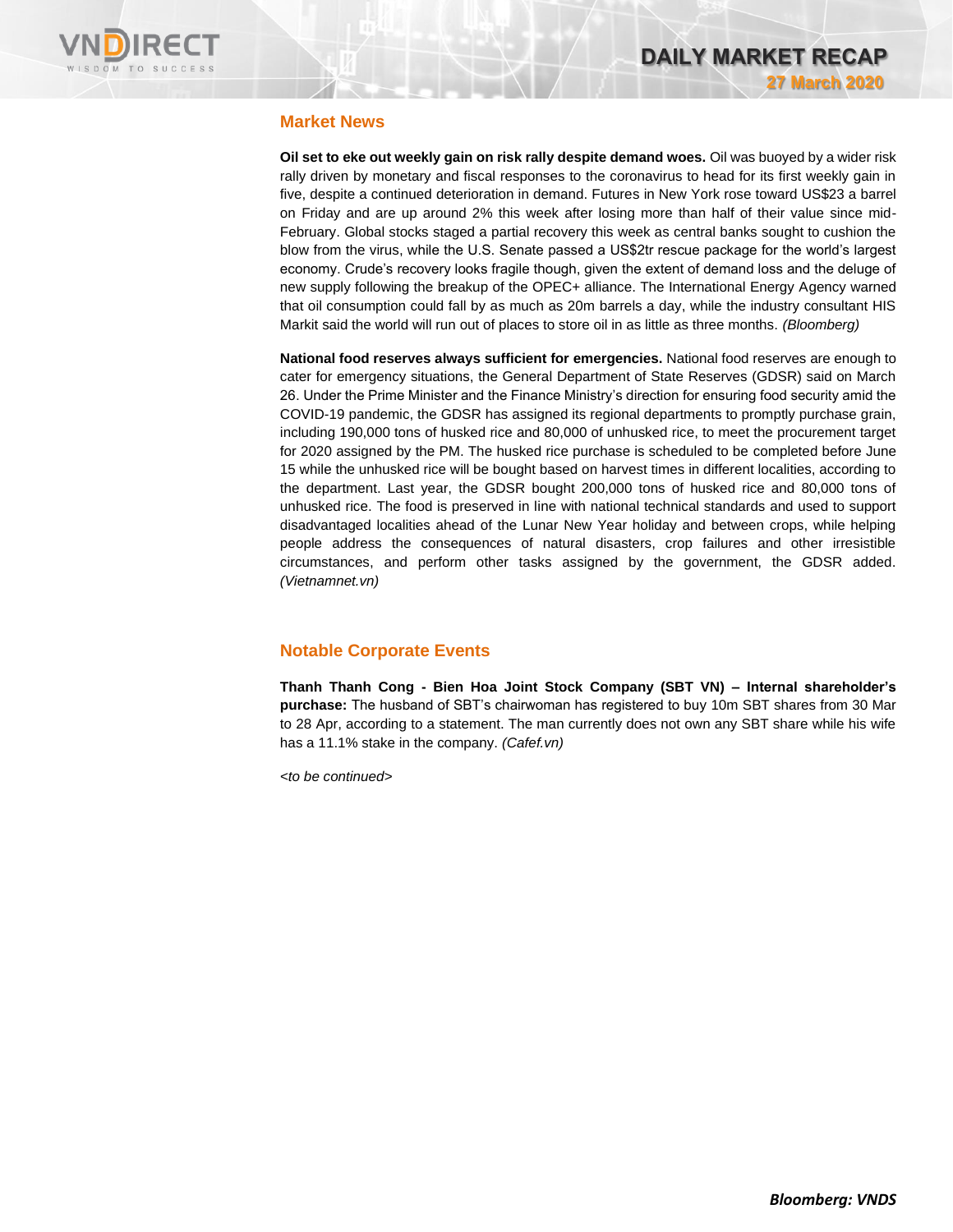## Market News

**Oil set to eke out weekly gain on risk rally despite demand woes.** Oil was buoyed by a wider risk rally driven by monetary and fiscal responses to the coronavirus to head for its first weekly gain in five, despite a continued deterioration in demand. Futures in New York rose toward US$23 a barrel on Friday and are up around 2% this week after losing more than half of their value since mid-February. Global stocks staged a partial recovery this week as central banks sought to cushion the blow from the virus, while the U.S. Senate passed a US$2tr rescue package for the world's largest economy. Crude's recovery looks fragile though, given the extent of demand loss and the deluge of new supply following the breakup of the OPEC+ alliance. The International Energy Agency warned that oil consumption could fall by as much as 20m barrels a day, while the industry consultant HIS Markit said the world will run out of places to store oil in as little as three months. *(Bloomberg)*

**National food reserves always sufficient for emergencies.** National food reserves are enough to cater for emergency situations, the General Department of State Reserves (GDSR) said on March 26. Under the Prime Minister and the Finance Ministry's direction for ensuring food security amid the COVID-19 pandemic, the GDSR has assigned its regional departments to promptly purchase grain, including 190,000 tons of husked rice and 80,000 of unhusked rice, to meet the procurement target for 2020 assigned by the PM. The husked rice purchase is scheduled to be completed before June 15 while the unhusked rice will be bought based on harvest times in different localities, according to the department. Last year, the GDSR bought 200,000 tons of husked rice and 80,000 tons of unhusked rice. The food is preserved in line with national technical standards and used to support disadvantaged localities ahead of the Lunar New Year holiday and between crops, while helping people address the consequences of natural disasters, crop failures and other irresistible circumstances, and perform other tasks assigned by the government, the GDSR added. *(Vietnamnet.vn)*

## Notable Corporate Events

**Thanh Thanh Cong - Bien Hoa Joint Stock Company (SBT VN) – Internal shareholder's purchase:** The husband of SBT's chairwoman has registered to buy 10m SBT shares from 30 Mar to 28 Apr, according to a statement. The man currently does not own any SBT share while his wife has a 11.1% stake in the company. *(Cafef.vn)*

*<to be continued>*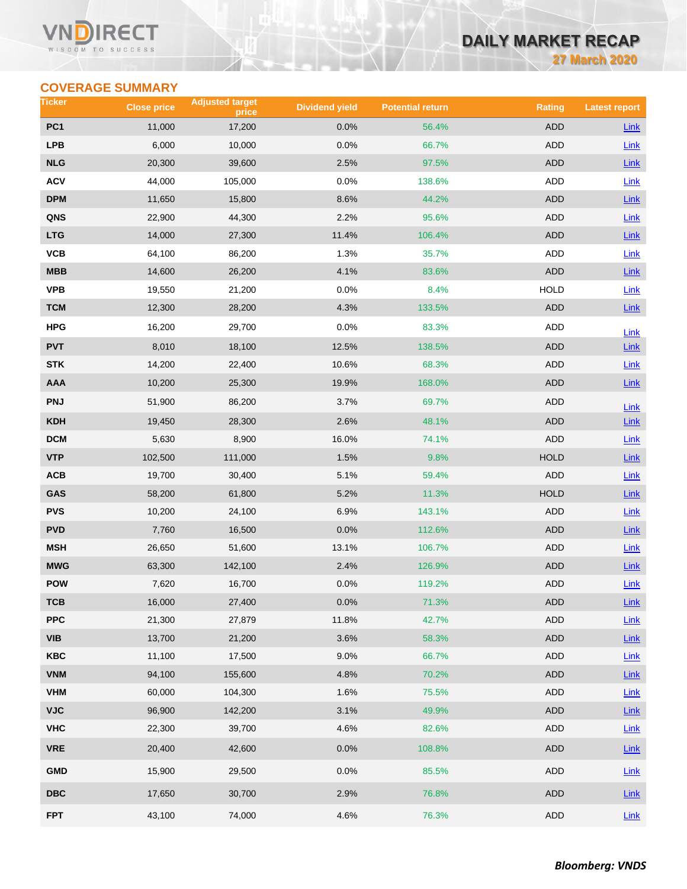# DAILY MARKET RECAP

27 March 2020

## COVERAGE SUMMARY

| Ticker | Close price | Adjusted target price | Dividend yield | Potential return | Rating | Latest report |
|---|---|---|---|---|---|---|
| PC1 | 11,000 | 17,200 | 0.0% | 56.4% | ADD | Link |
| LPB | 6,000 | 10,000 | 0.0% | 66.7% | ADD | Link |
| NLG | 20,300 | 39,600 | 2.5% | 97.5% | ADD | Link |
| ACV | 44,000 | 105,000 | 0.0% | 138.6% | ADD | Link |
| DPM | 11,650 | 15,800 | 8.6% | 44.2% | ADD | Link |
| QNS | 22,900 | 44,300 | 2.2% | 95.6% | ADD | Link |
| LTG | 14,000 | 27,300 | 11.4% | 106.4% | ADD | Link |
| VCB | 64,100 | 86,200 | 1.3% | 35.7% | ADD | Link |
| MBB | 14,600 | 26,200 | 4.1% | 83.6% | ADD | Link |
| VPB | 19,550 | 21,200 | 0.0% | 8.4% | HOLD | Link |
| TCM | 12,300 | 28,200 | 4.3% | 133.5% | ADD | Link |
| HPG | 16,200 | 29,700 | 0.0% | 83.3% | ADD | Link |
| PVT | 8,010 | 18,100 | 12.5% | 138.5% | ADD | Link |
| STK | 14,200 | 22,400 | 10.6% | 68.3% | ADD | Link |
| AAA | 10,200 | 25,300 | 19.9% | 168.0% | ADD | Link |
| PNJ | 51,900 | 86,200 | 3.7% | 69.7% | ADD | Link |
| KDH | 19,450 | 28,300 | 2.6% | 48.1% | ADD | Link |
| DCM | 5,630 | 8,900 | 16.0% | 74.1% | ADD | Link |
| VTP | 102,500 | 111,000 | 1.5% | 9.8% | HOLD | Link |
| ACB | 19,700 | 30,400 | 5.1% | 59.4% | ADD | Link |
| GAS | 58,200 | 61,800 | 5.2% | 11.3% | HOLD | Link |
| PVS | 10,200 | 24,100 | 6.9% | 143.1% | ADD | Link |
| PVD | 7,760 | 16,500 | 0.0% | 112.6% | ADD | Link |
| MSH | 26,650 | 51,600 | 13.1% | 106.7% | ADD | Link |
| MWG | 63,300 | 142,100 | 2.4% | 126.9% | ADD | Link |
| POW | 7,620 | 16,700 | 0.0% | 119.2% | ADD | Link |
| TCB | 16,000 | 27,400 | 0.0% | 71.3% | ADD | Link |
| PPC | 21,300 | 27,879 | 11.8% | 42.7% | ADD | Link |
| VIB | 13,700 | 21,200 | 3.6% | 58.3% | ADD | Link |
| KBC | 11,100 | 17,500 | 9.0% | 66.7% | ADD | Link |
| VNM | 94,100 | 155,600 | 4.8% | 70.2% | ADD | Link |
| VHM | 60,000 | 104,300 | 1.6% | 75.5% | ADD | Link |
| VJC | 96,900 | 142,200 | 3.1% | 49.9% | ADD | Link |
| VHC | 22,300 | 39,700 | 4.6% | 82.6% | ADD | Link |
| VRE | 20,400 | 42,600 | 0.0% | 108.8% | ADD | Link |
| GMD | 15,900 | 29,500 | 0.0% | 85.5% | ADD | Link |
| DBC | 17,650 | 30,700 | 2.9% | 76.8% | ADD | Link |
| FPT | 43,100 | 74,000 | 4.6% | 76.3% | ADD | Link |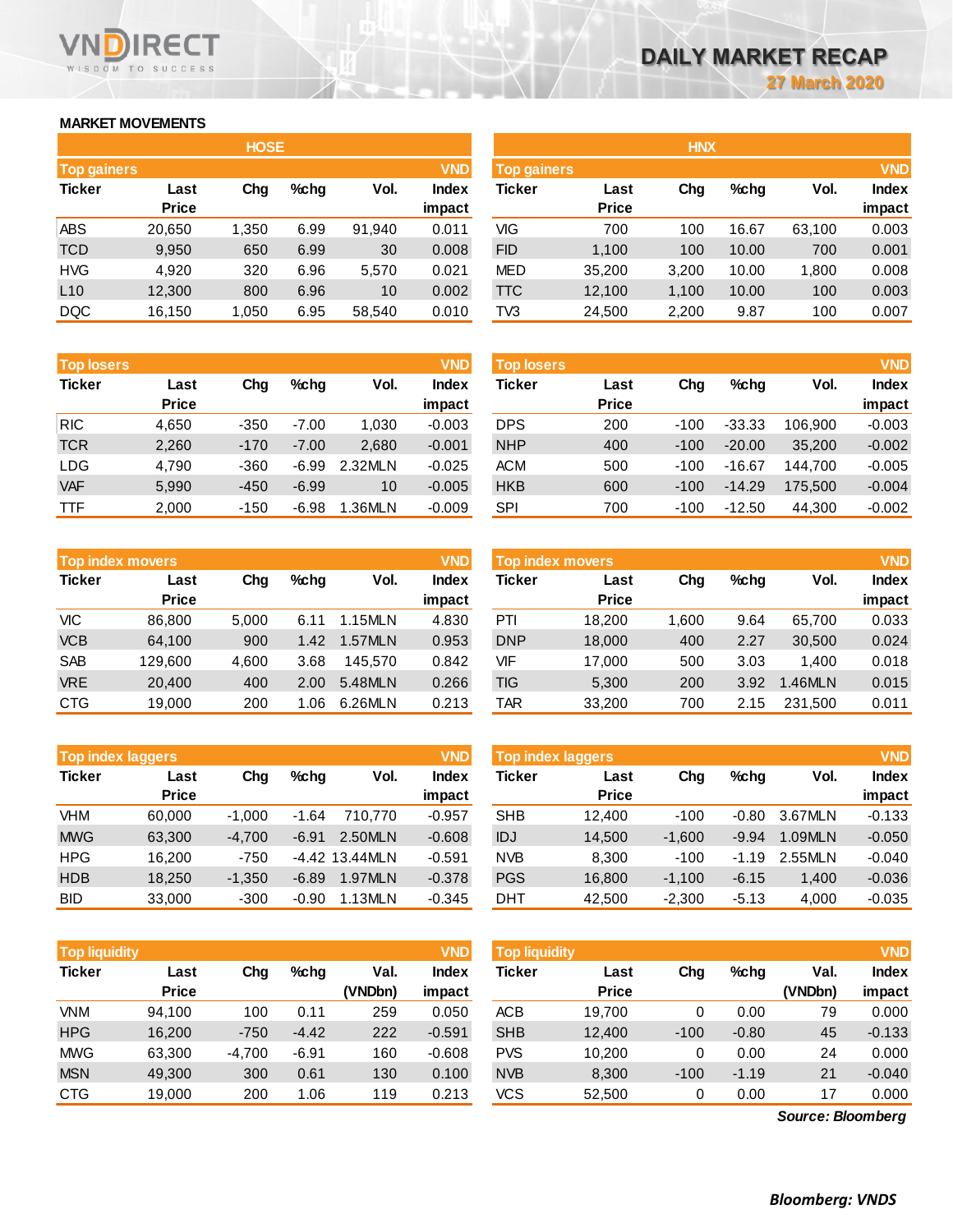# DAILY MARKET RECAP

27 March 2020

## MARKET MOVEMENTS

### HOSE

| Top gainers | | | | | VND |
|---|---|---|---|---|---|
| Ticker | Last Price | Chg | %chg | Vol. | Index impact |
| ABS | 20,650 | 1,350 | 6.99 | 91,940 | 0.011 |
| TCD | 9,950 | 650 | 6.99 | 30 | 0.008 |
| HVG | 4,920 | 320 | 6.96 | 5,570 | 0.021 |
| L10 | 12,300 | 800 | 6.96 | 10 | 0.002 |
| DQC | 16,150 | 1,050 | 6.95 | 58,540 | 0.010 |

| Top losers | | | | | VND |
|---|---|---|---|---|---|
| Ticker | Last Price | Chg | %chg | Vol. | Index impact |
| RIC | 4,650 | -350 | -7.00 | 1,030 | -0.003 |
| TCR | 2,260 | -170 | -7.00 | 2,680 | -0.001 |
| LDG | 4,790 | -360 | -6.99 | 2.32MLN | -0.025 |
| VAF | 5,990 | -450 | -6.99 | 10 | -0.005 |
| TTF | 2,000 | -150 | -6.98 | 1.36MLN | -0.009 |

| Top index movers | | | | | VND |
|---|---|---|---|---|---|
| Ticker | Last Price | Chg | %chg | Vol. | Index impact |
| VIC | 86,800 | 5,000 | 6.11 | 1.15MLN | 4.830 |
| VCB | 64,100 | 900 | 1.42 | 1.57MLN | 0.953 |
| SAB | 129,600 | 4,600 | 3.68 | 145,570 | 0.842 |
| VRE | 20,400 | 400 | 2.00 | 5.48MLN | 0.266 |
| CTG | 19,000 | 200 | 1.06 | 6.26MLN | 0.213 |

| Top index laggers | | | | | VND |
|---|---|---|---|---|---|
| Ticker | Last Price | Chg | %chg | Vol. | Index impact |
| VHM | 60,000 | -1,000 | -1.64 | 710,770 | -0.957 |
| MWG | 63,300 | -4,700 | -6.91 | 2.50MLN | -0.608 |
| HPG | 16,200 | -750 | -4.42 | 13.44MLN | -0.591 |
| HDB | 18,250 | -1,350 | -6.89 | 1.97MLN | -0.378 |
| BID | 33,000 | -300 | -0.90 | 1.13MLN | -0.345 |

| Top liquidity | | | | | VND |
|---|---|---|---|---|---|
| Ticker | Last Price | Chg | %chg | Val. (VNDbn) | Index impact |
| VNM | 94,100 | 100 | 0.11 | 259 | 0.050 |
| HPG | 16,200 | -750 | -4.42 | 222 | -0.591 |
| MWG | 63,300 | -4,700 | -6.91 | 160 | -0.608 |
| MSN | 49,300 | 300 | 0.61 | 130 | 0.100 |
| CTG | 19,000 | 200 | 1.06 | 119 | 0.213 |

### HNX

| Top gainers | | | | | VND |
|---|---|---|---|---|---|
| Ticker | Last Price | Chg | %chg | Vol. | Index impact |
| VIG | 700 | 100 | 16.67 | 63,100 | 0.003 |
| FID | 1,100 | 100 | 10.00 | 700 | 0.001 |
| MED | 35,200 | 3,200 | 10.00 | 1,800 | 0.008 |
| TTC | 12,100 | 1,100 | 10.00 | 100 | 0.003 |
| TV3 | 24,500 | 2,200 | 9.87 | 100 | 0.007 |

| Top losers | | | | | VND |
|---|---|---|---|---|---|
| Ticker | Last Price | Chg | %chg | Vol. | Index impact |
| DPS | 200 | -100 | -33.33 | 106,900 | -0.003 |
| NHP | 400 | -100 | -20.00 | 35,200 | -0.002 |
| ACM | 500 | -100 | -16.67 | 144,700 | -0.005 |
| HKB | 600 | -100 | -14.29 | 175,500 | -0.004 |
| SPI | 700 | -100 | -12.50 | 44,300 | -0.002 |

| Top index movers | | | | | VND |
|---|---|---|---|---|---|
| Ticker | Last Price | Chg | %chg | Vol. | Index impact |
| PTI | 18,200 | 1,600 | 9.64 | 65,700 | 0.033 |
| DNP | 18,000 | 400 | 2.27 | 30,500 | 0.024 |
| VIF | 17,000 | 500 | 3.03 | 1,400 | 0.018 |
| TIG | 5,300 | 200 | 3.92 | 1.46MLN | 0.015 |
| TAR | 33,200 | 700 | 2.15 | 231,500 | 0.011 |

| Top index laggers | | | | | VND |
|---|---|---|---|---|---|
| Ticker | Last Price | Chg | %chg | Vol. | Index impact |
| SHB | 12,400 | -100 | -0.80 | 3.67MLN | -0.133 |
| IDJ | 14,500 | -1,600 | -9.94 | 1.09MLN | -0.050 |
| NVB | 8,300 | -100 | -1.19 | 2.55MLN | -0.040 |
| PGS | 16,800 | -1,100 | -6.15 | 1,400 | -0.036 |
| DHT | 42,500 | -2,300 | -5.13 | 4,000 | -0.035 |

| Top liquidity | | | | | VND |
|---|---|---|---|---|---|
| Ticker | Last Price | Chg | %chg | Val. (VNDbn) | Index impact |
| ACB | 19,700 | 0 | 0.00 | 79 | 0.000 |
| SHB | 12,400 | -100 | -0.80 | 45 | -0.133 |
| PVS | 10,200 | 0 | 0.00 | 24 | 0.000 |
| NVB | 8,300 | -100 | -1.19 | 21 | -0.040 |
| VCS | 52,500 | 0 | 0.00 | 17 | 0.000 |

*Source: Bloomberg*

***Bloomberg: VNDS***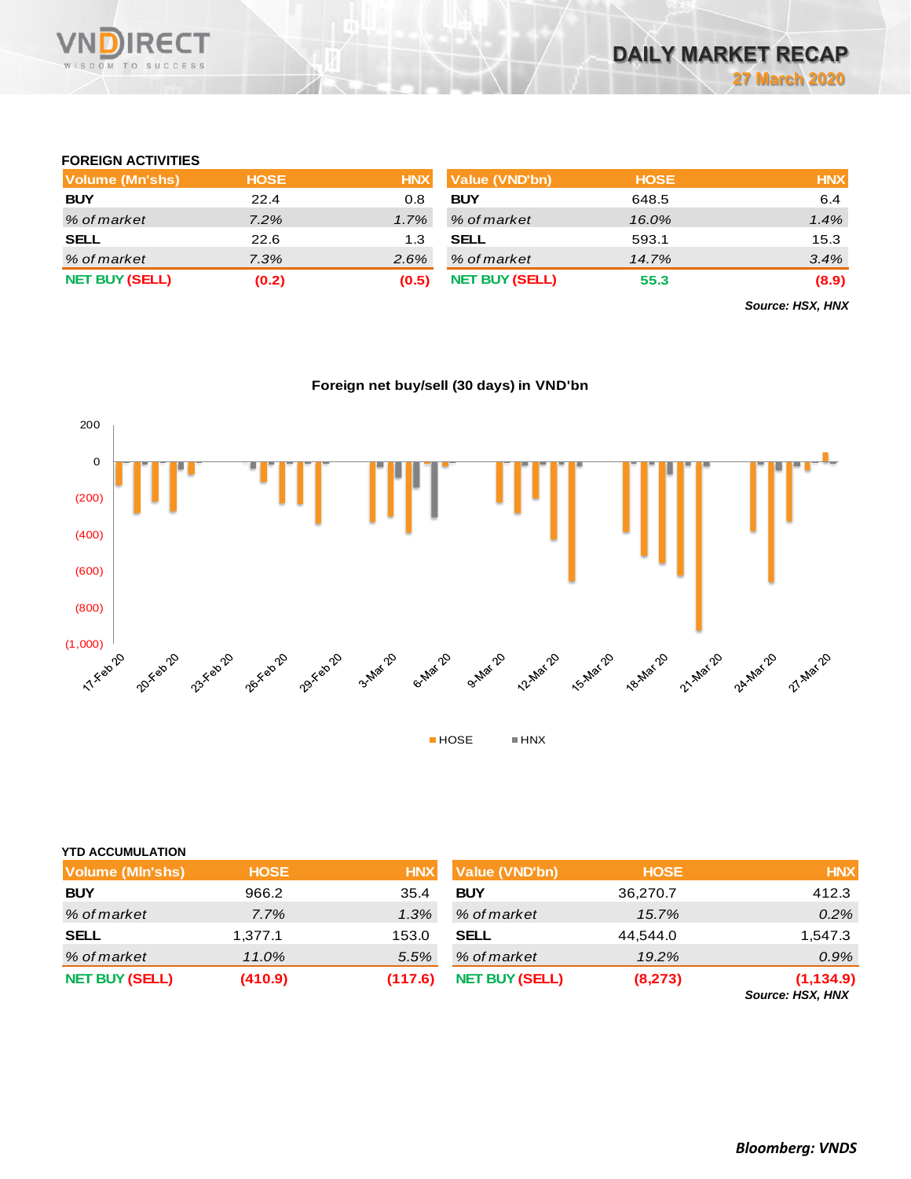# DAILY MARKET RECAP

27 March 2020

### FOREIGN ACTIVITIES

| Volume (Mn'shs) | HOSE | HNX |
|---|---|---|
| **BUY** | 22.4 | 0.8 |
| *% of market* | *7.2%* | *1.7%* |
| **SELL** | 22.6 | 1.3 |
| *% of market* | *7.3%* | *2.6%* |
| **NET BUY (SELL)** | **(0.2)** | **(0.5)** |

| Value (VND'bn) | HOSE | HNX |
|---|---|---|
| **BUY** | 648.5 | 6.4 |
| *% of market* | *16.0%* | *1.4%* |
| **SELL** | 593.1 | 15.3 |
| *% of market* | *14.7%* | *3.4%* |
| **NET BUY (SELL)** | **55.3** | **(8.9)** |

***Source: HSX, HNX***

**Foreign net buy/sell (30 days) in VND'bn**

### YTD ACCUMULATION

| Volume (Mln'shs) | HOSE | HNX |
|---|---|---|
| **BUY** | 966.2 | 35.4 |
| *% of market* | *7.7%* | *1.3%* |
| **SELL** | 1,377.1 | 153.0 |
| *% of market* | *11.0%* | *5.5%* |
| **NET BUY (SELL)** | **(410.9)** | **(117.6)** |

| Value (VND'bn) | HOSE | HNX |
|---|---|---|
| **BUY** | 36,270.7 | 412.3 |
| *% of market* | *15.7%* | *0.2%* |
| **SELL** | 44,544.0 | 1,547.3 |
| *% of market* | *19.2%* | *0.9%* |
| **NET BUY (SELL)** | **(8,273)** | **(1,134.9)** |

***Source: HSX, HNX***

***Bloomberg: VNDS***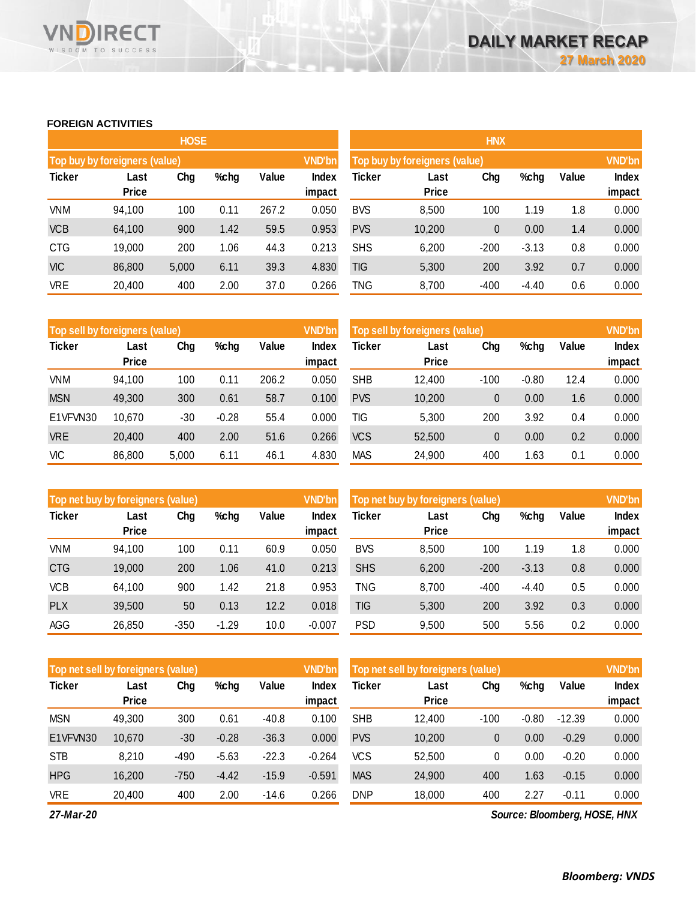## FOREIGN ACTIVITIES

### HOSE

| Top buy by foreigners (value) | | | | | VND'bn |
|---|---|---|---|---|---|
| Ticker | Last Price | Chg | %chg | Value | Index impact |
| VNM | 94,100 | 100 | 0.11 | 267.2 | 0.050 |
| VCB | 64,100 | 900 | 1.42 | 59.5 | 0.953 |
| CTG | 19,000 | 200 | 1.06 | 44.3 | 0.213 |
| VIC | 86,800 | 5,000 | 6.11 | 39.3 | 4.830 |
| VRE | 20,400 | 400 | 2.00 | 37.0 | 0.266 |

| Top sell by foreigners (value) | | | | | VND'bn |
|---|---|---|---|---|---|
| Ticker | Last Price | Chg | %chg | Value | Index impact |
| VNM | 94,100 | 100 | 0.11 | 206.2 | 0.050 |
| MSN | 49,300 | 300 | 0.61 | 58.7 | 0.100 |
| E1VFVN30 | 10,670 | -30 | -0.28 | 55.4 | 0.000 |
| VRE | 20,400 | 400 | 2.00 | 51.6 | 0.266 |
| VIC | 86,800 | 5,000 | 6.11 | 46.1 | 4.830 |

| Top net buy by foreigners (value) | | | | | VND'bn |
|---|---|---|---|---|---|
| Ticker | Last Price | Chg | %chg | Value | Index impact |
| VNM | 94,100 | 100 | 0.11 | 60.9 | 0.050 |
| CTG | 19,000 | 200 | 1.06 | 41.0 | 0.213 |
| VCB | 64,100 | 900 | 1.42 | 21.8 | 0.953 |
| PLX | 39,500 | 50 | 0.13 | 12.2 | 0.018 |
| AGG | 26,850 | -350 | -1.29 | 10.0 | -0.007 |

| Top net sell by foreigners (value) | | | | | VND'bn |
|---|---|---|---|---|---|
| Ticker | Last Price | Chg | %chg | Value | Index impact |
| MSN | 49,300 | 300 | 0.61 | -40.8 | 0.100 |
| E1VFVN30 | 10,670 | -30 | -0.28 | -36.3 | 0.000 |
| STB | 8,210 | -490 | -5.63 | -22.3 | -0.264 |
| HPG | 16,200 | -750 | -4.42 | -15.9 | -0.591 |
| VRE | 20,400 | 400 | 2.00 | -14.6 | 0.266 |

### HNX

| Top buy by foreigners (value) | | | | | VND'bn |
|---|---|---|---|---|---|
| Ticker | Last Price | Chg | %chg | Value | Index impact |
| BVS | 8,500 | 100 | 1.19 | 1.8 | 0.000 |
| PVS | 10,200 | 0 | 0.00 | 1.4 | 0.000 |
| SHS | 6,200 | -200 | -3.13 | 0.8 | 0.000 |
| TIG | 5,300 | 200 | 3.92 | 0.7 | 0.000 |
| TNG | 8,700 | -400 | -4.40 | 0.6 | 0.000 |

| Top sell by foreigners (value) | | | | | VND'bn |
|---|---|---|---|---|---|
| Ticker | Last Price | Chg | %chg | Value | Index impact |
| SHB | 12,400 | -100 | -0.80 | 12.4 | 0.000 |
| PVS | 10,200 | 0 | 0.00 | 1.6 | 0.000 |
| TIG | 5,300 | 200 | 3.92 | 0.4 | 0.000 |
| VCS | 52,500 | 0 | 0.00 | 0.2 | 0.000 |
| MAS | 24,900 | 400 | 1.63 | 0.1 | 0.000 |

| Top net buy by foreigners (value) | | | | | VND'bn |
|---|---|---|---|---|---|
| Ticker | Last Price | Chg | %chg | Value | Index impact |
| BVS | 8,500 | 100 | 1.19 | 1.8 | 0.000 |
| SHS | 6,200 | -200 | -3.13 | 0.8 | 0.000 |
| TNG | 8,700 | -400 | -4.40 | 0.5 | 0.000 |
| TIG | 5,300 | 200 | 3.92 | 0.3 | 0.000 |
| PSD | 9,500 | 500 | 5.56 | 0.2 | 0.000 |

| Top net sell by foreigners (value) | | | | | VND'bn |
|---|---|---|---|---|---|
| Ticker | Last Price | Chg | %chg | Value | Index impact |
| SHB | 12,400 | -100 | -0.80 | -12.39 | 0.000 |
| PVS | 10,200 | 0 | 0.00 | -0.29 | 0.000 |
| VCS | 52,500 | 0 | 0.00 | -0.20 | 0.000 |
| MAS | 24,900 | 400 | 1.63 | -0.15 | 0.000 |
| DNP | 18,000 | 400 | 2.27 | -0.11 | 0.000 |

*27-Mar-20*

*Source: Bloomberg, HOSE, HNX*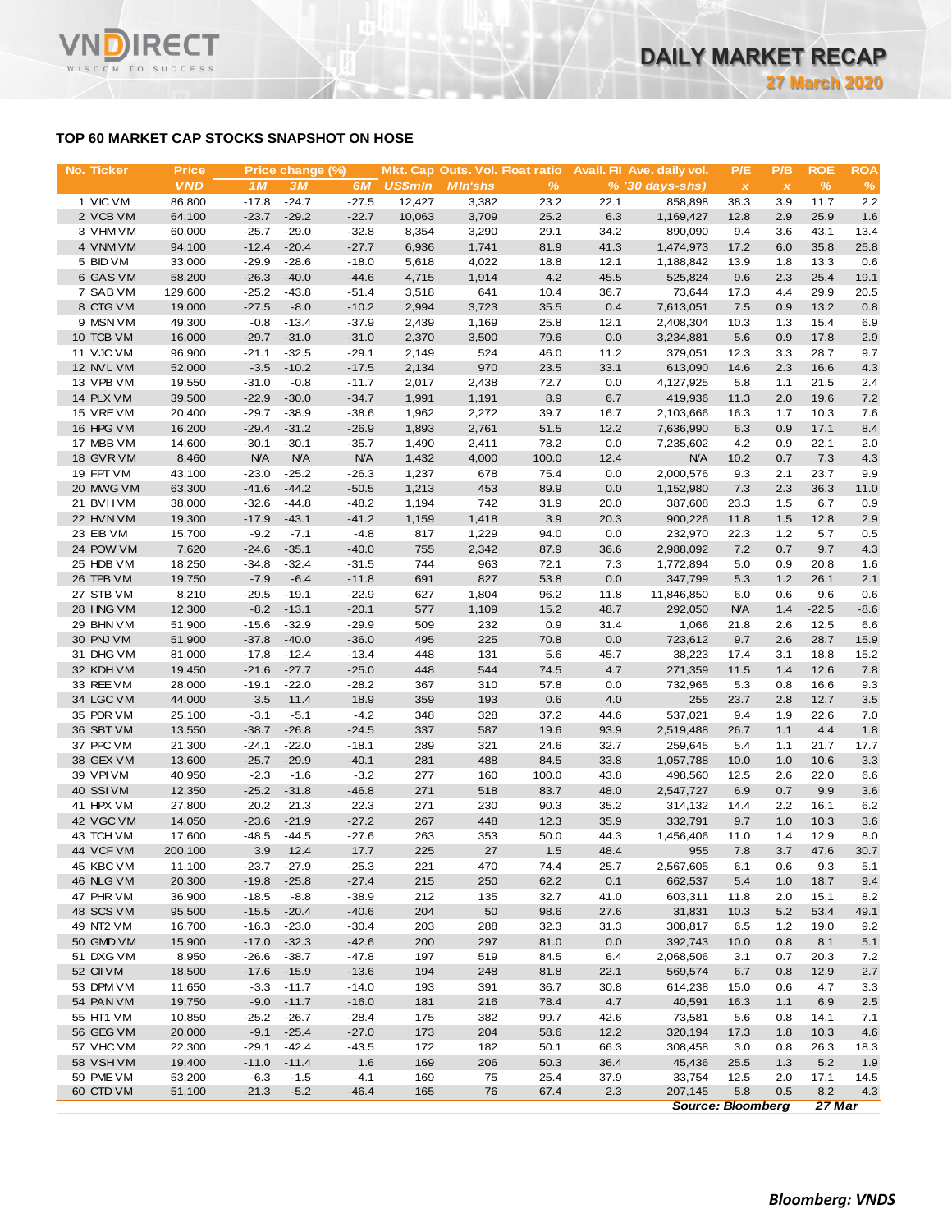## TOP 60 MARKET CAP STOCKS SNAPSHOT ON HOSE

| No. | Ticker | Price | Price change (%) | | | Mkt. Cap | Outs. Vol. | Float ratio | Avail. FII | Ave. daily vol. | P/E | P/B | ROE | ROA |
|---|---|---|---|---|---|---|---|---|---|---|---|---|---|---|
| | | VND | 1M | 3M | 6M | US$mln | Mln'shs | % | % | (30 days-shs) | x | x | % | % |
| 1 | VIC VM | 86,800 | -17.8 | -24.7 | -27.5 | 12,427 | 3,382 | 23.2 | 22.1 | 858,898 | 38.3 | 3.9 | 11.7 | 2.2 |
| 2 | VCB VM | 64,100 | -23.7 | -29.2 | -22.7 | 10,063 | 3,709 | 25.2 | 6.3 | 1,169,427 | 12.8 | 2.9 | 25.9 | 1.6 |
| 3 | VHM VM | 60,000 | -25.7 | -29.0 | -32.8 | 8,354 | 3,290 | 29.1 | 34.2 | 890,090 | 9.4 | 3.6 | 43.1 | 13.4 |
| 4 | VNM VM | 94,100 | -12.4 | -20.4 | -27.7 | 6,936 | 1,741 | 81.9 | 41.3 | 1,474,973 | 17.2 | 6.0 | 35.8 | 25.8 |
| 5 | BID VM | 33,000 | -29.9 | -28.6 | -18.0 | 5,618 | 4,022 | 18.8 | 12.1 | 1,188,842 | 13.9 | 1.8 | 13.3 | 0.6 |
| 6 | GAS VM | 58,200 | -26.3 | -40.0 | -44.6 | 4,715 | 1,914 | 4.2 | 45.5 | 525,824 | 9.6 | 2.3 | 25.4 | 19.1 |
| 7 | SAB VM | 129,600 | -25.2 | -43.8 | -51.4 | 3,518 | 641 | 10.4 | 36.7 | 73,644 | 17.3 | 4.4 | 29.9 | 20.5 |
| 8 | CTG VM | 19,000 | -27.5 | -8.0 | -10.2 | 2,994 | 3,723 | 35.5 | 0.4 | 7,613,051 | 7.5 | 0.9 | 13.2 | 0.8 |
| 9 | MSN VM | 49,300 | -0.8 | -13.4 | -37.9 | 2,439 | 1,169 | 25.8 | 12.1 | 2,408,304 | 10.3 | 1.3 | 15.4 | 6.9 |
| 10 | TCB VM | 16,000 | -29.7 | -31.0 | -31.0 | 2,370 | 3,500 | 79.6 | 0.0 | 3,234,881 | 5.6 | 0.9 | 17.8 | 2.9 |
| 11 | VJC VM | 96,900 | -21.1 | -32.5 | -29.1 | 2,149 | 524 | 46.0 | 11.2 | 379,051 | 12.3 | 3.3 | 28.7 | 9.7 |
| 12 | NVL VM | 52,000 | -3.5 | -10.2 | -17.5 | 2,134 | 970 | 23.5 | 33.1 | 613,090 | 14.6 | 2.3 | 16.6 | 4.3 |
| 13 | VPB VM | 19,550 | -31.0 | -0.8 | -11.7 | 2,017 | 2,438 | 72.7 | 0.0 | 4,127,925 | 5.8 | 1.1 | 21.5 | 2.4 |
| 14 | PLX VM | 39,500 | -22.9 | -30.0 | -34.7 | 1,991 | 1,191 | 8.9 | 6.7 | 419,936 | 11.3 | 2.0 | 19.6 | 7.2 |
| 15 | VRE VM | 20,400 | -29.7 | -38.9 | -38.6 | 1,962 | 2,272 | 39.7 | 16.7 | 2,103,666 | 16.3 | 1.7 | 10.3 | 7.6 |
| 16 | HPG VM | 16,200 | -29.4 | -31.2 | -26.9 | 1,893 | 2,761 | 51.5 | 12.2 | 7,636,990 | 6.3 | 0.9 | 17.1 | 8.4 |
| 17 | MBB VM | 14,600 | -30.1 | -30.1 | -35.7 | 1,490 | 2,411 | 78.2 | 0.0 | 7,235,602 | 4.2 | 0.9 | 22.1 | 2.0 |
| 18 | GVR VM | 8,460 | N/A | N/A | N/A | 1,432 | 4,000 | 100.0 | 12.4 | N/A | 10.2 | 0.7 | 7.3 | 4.3 |
| 19 | FPT VM | 43,100 | -23.0 | -25.2 | -26.3 | 1,237 | 678 | 75.4 | 0.0 | 2,000,576 | 9.3 | 2.1 | 23.7 | 9.9 |
| 20 | MWG VM | 63,300 | -41.6 | -44.2 | -50.5 | 1,213 | 453 | 89.9 | 0.0 | 1,152,980 | 7.3 | 2.3 | 36.3 | 11.0 |
| 21 | BVH VM | 38,000 | -32.6 | -44.8 | -48.2 | 1,194 | 742 | 31.9 | 20.0 | 387,608 | 23.3 | 1.5 | 6.7 | 0.9 |
| 22 | HVN VM | 19,300 | -17.9 | -43.1 | -41.2 | 1,159 | 1,418 | 3.9 | 20.3 | 900,226 | 11.8 | 1.5 | 12.8 | 2.9 |
| 23 | EIB VM | 15,700 | -9.2 | -7.1 | -4.8 | 817 | 1,229 | 94.0 | 0.0 | 232,970 | 22.3 | 1.2 | 5.7 | 0.5 |
| 24 | POW VM | 7,620 | -24.6 | -35.1 | -40.0 | 755 | 2,342 | 87.9 | 36.6 | 2,988,092 | 7.2 | 0.7 | 9.7 | 4.3 |
| 25 | HDB VM | 18,250 | -34.8 | -32.4 | -31.5 | 744 | 963 | 72.1 | 7.3 | 1,772,894 | 5.0 | 0.9 | 20.8 | 1.6 |
| 26 | TPB VM | 19,750 | -7.9 | -6.4 | -11.8 | 691 | 827 | 53.8 | 0.0 | 347,799 | 5.3 | 1.2 | 26.1 | 2.1 |
| 27 | STB VM | 8,210 | -29.5 | -19.1 | -22.9 | 627 | 1,804 | 96.2 | 11.8 | 11,846,850 | 6.0 | 0.6 | 9.6 | 0.6 |
| 28 | HNG VM | 12,300 | -8.2 | -13.1 | -20.1 | 577 | 1,109 | 15.2 | 48.7 | 292,050 | N/A | 1.4 | -22.5 | -8.6 |
| 29 | BHN VM | 51,900 | -15.6 | -32.9 | -29.9 | 509 | 232 | 0.9 | 31.4 | 1,066 | 21.8 | 2.6 | 12.5 | 6.6 |
| 30 | PNJ VM | 51,900 | -37.8 | -40.0 | -36.0 | 495 | 225 | 70.8 | 0.0 | 723,612 | 9.7 | 2.6 | 28.7 | 15.9 |
| 31 | DHG VM | 81,000 | -17.8 | -12.4 | -13.4 | 448 | 131 | 5.6 | 45.7 | 38,223 | 17.4 | 3.1 | 18.8 | 15.2 |
| 32 | KDH VM | 19,450 | -21.6 | -27.7 | -25.0 | 448 | 544 | 74.5 | 4.7 | 271,359 | 11.5 | 1.4 | 12.6 | 7.8 |
| 33 | REE VM | 28,000 | -19.1 | -22.0 | -28.2 | 367 | 310 | 57.8 | 0.0 | 732,965 | 5.3 | 0.8 | 16.6 | 9.3 |
| 34 | LGC VM | 44,000 | 3.5 | 11.4 | 18.9 | 359 | 193 | 0.6 | 4.0 | 255 | 23.7 | 2.8 | 12.7 | 3.5 |
| 35 | PDR VM | 25,100 | -3.1 | -5.1 | -4.2 | 348 | 328 | 37.2 | 44.6 | 537,021 | 9.4 | 1.9 | 22.6 | 7.0 |
| 36 | SBT VM | 13,550 | -38.7 | -26.8 | -24.5 | 337 | 587 | 19.6 | 93.9 | 2,519,488 | 26.7 | 1.1 | 4.4 | 1.8 |
| 37 | PPC VM | 21,300 | -24.1 | -22.0 | -18.1 | 289 | 321 | 24.6 | 32.7 | 259,645 | 5.4 | 1.1 | 21.7 | 17.7 |
| 38 | GEX VM | 13,600 | -25.7 | -29.9 | -40.1 | 281 | 488 | 84.5 | 33.8 | 1,057,788 | 10.0 | 1.0 | 10.6 | 3.3 |
| 39 | VPI VM | 40,950 | -2.3 | -1.6 | -3.2 | 277 | 160 | 100.0 | 43.8 | 498,560 | 12.5 | 2.6 | 22.0 | 6.6 |
| 40 | SSI VM | 12,350 | -25.2 | -31.8 | -46.8 | 271 | 518 | 83.7 | 48.0 | 2,547,727 | 6.9 | 0.7 | 9.9 | 3.6 |
| 41 | HPX VM | 27,800 | 20.2 | 21.3 | 22.3 | 271 | 230 | 90.3 | 35.2 | 314,132 | 14.4 | 2.2 | 16.1 | 6.2 |
| 42 | VGC VM | 14,050 | -23.6 | -21.9 | -27.2 | 267 | 448 | 12.3 | 35.9 | 332,791 | 9.7 | 1.0 | 10.3 | 3.6 |
| 43 | TCH VM | 17,600 | -48.5 | -44.5 | -27.6 | 263 | 353 | 50.0 | 44.3 | 1,456,406 | 11.0 | 1.4 | 12.9 | 8.0 |
| 44 | VCF VM | 200,100 | 3.9 | 12.4 | 17.7 | 225 | 27 | 1.5 | 48.4 | 955 | 7.8 | 3.7 | 47.6 | 30.7 |
| 45 | KBC VM | 11,100 | -23.7 | -27.9 | -25.3 | 221 | 470 | 74.4 | 25.7 | 2,567,605 | 6.1 | 0.6 | 9.3 | 5.1 |
| 46 | NLG VM | 20,300 | -19.8 | -25.8 | -27.4 | 215 | 250 | 62.2 | 0.1 | 662,537 | 5.4 | 1.0 | 18.7 | 9.4 |
| 47 | PHR VM | 36,900 | -18.5 | -8.8 | -38.9 | 212 | 135 | 32.7 | 41.0 | 603,311 | 11.8 | 2.0 | 15.1 | 8.2 |
| 48 | SCS VM | 95,500 | -15.5 | -20.4 | -40.6 | 204 | 50 | 98.6 | 27.6 | 31,831 | 10.3 | 5.2 | 53.4 | 49.1 |
| 49 | NT2 VM | 16,700 | -16.3 | -23.0 | -30.4 | 203 | 288 | 32.3 | 31.3 | 308,817 | 6.5 | 1.2 | 19.0 | 9.2 |
| 50 | GMD VM | 15,900 | -17.0 | -32.3 | -42.6 | 200 | 297 | 81.0 | 0.0 | 392,743 | 10.0 | 0.8 | 8.1 | 5.1 |
| 51 | DXG VM | 8,950 | -26.6 | -38.7 | -47.8 | 197 | 519 | 84.5 | 6.4 | 2,068,506 | 3.1 | 0.7 | 20.3 | 7.2 |
| 52 | CII VM | 18,500 | -17.6 | -15.9 | -13.6 | 194 | 248 | 81.8 | 22.1 | 569,574 | 6.7 | 0.8 | 12.9 | 2.7 |
| 53 | DPM VM | 11,650 | -3.3 | -11.7 | -14.0 | 193 | 391 | 36.7 | 30.8 | 614,238 | 15.0 | 0.6 | 4.7 | 3.3 |
| 54 | PAN VM | 19,750 | -9.0 | -11.7 | -16.0 | 181 | 216 | 78.4 | 4.7 | 40,591 | 16.3 | 1.1 | 6.9 | 2.5 |
| 55 | HT1 VM | 10,850 | -25.2 | -26.7 | -28.4 | 175 | 382 | 99.7 | 42.6 | 73,581 | 5.6 | 0.8 | 14.1 | 7.1 |
| 56 | GEG VM | 20,000 | -9.1 | -25.4 | -27.0 | 173 | 204 | 58.6 | 12.2 | 320,194 | 17.3 | 1.8 | 10.3 | 4.6 |
| 57 | VHC VM | 22,300 | -29.1 | -42.4 | -43.5 | 172 | 182 | 50.1 | 66.3 | 308,458 | 3.0 | 0.8 | 26.3 | 18.3 |
| 58 | VSH VM | 19,400 | -11.0 | -11.4 | 1.6 | 169 | 206 | 50.3 | 36.4 | 45,436 | 25.5 | 1.3 | 5.2 | 1.9 |
| 59 | PME VM | 53,200 | -6.3 | -1.5 | -4.1 | 169 | 75 | 25.4 | 37.9 | 33,754 | 12.5 | 2.0 | 17.1 | 14.5 |
| 60 | CTD VM | 51,100 | -21.3 | -5.2 | -46.4 | 165 | 76 | 67.4 | 2.3 | 207,145 | 5.8 | 0.5 | 8.2 | 4.3 |

*Source: Bloomberg* *27 Mar*

***Bloomberg: VNDS***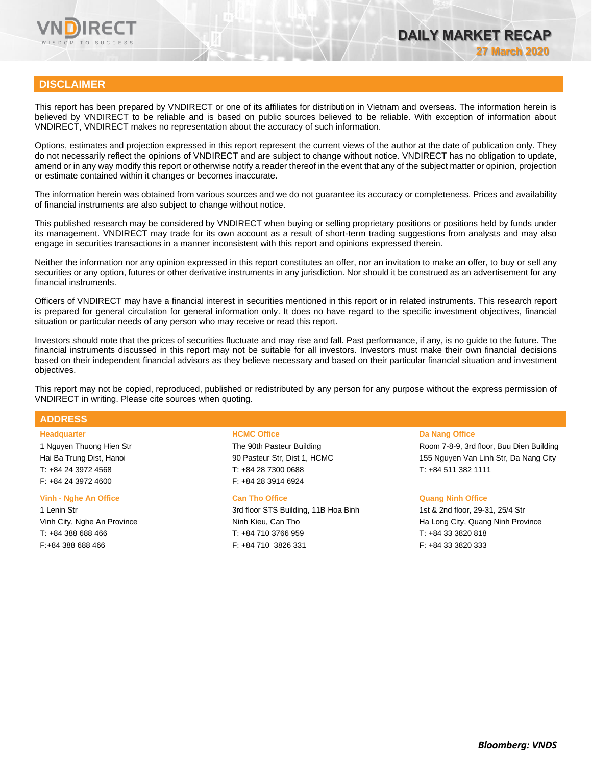## DISCLAIMER

This report has been prepared by VNDIRECT or one of its affiliates for distribution in Vietnam and overseas. The information herein is believed by VNDIRECT to be reliable and is based on public sources believed to be reliable. With exception of information about VNDIRECT, VNDIRECT makes no representation about the accuracy of such information.

Options, estimates and projection expressed in this report represent the current views of the author at the date of publication only. They do not necessarily reflect the opinions of VNDIRECT and are subject to change without notice. VNDIRECT has no obligation to update, amend or in any way modify this report or otherwise notify a reader thereof in the event that any of the subject matter or opinion, projection or estimate contained within it changes or becomes inaccurate.

The information herein was obtained from various sources and we do not guarantee its accuracy or completeness. Prices and availability of financial instruments are also subject to change without notice.

This published research may be considered by VNDIRECT when buying or selling proprietary positions or positions held by funds under its management. VNDIRECT may trade for its own account as a result of short-term trading suggestions from analysts and may also engage in securities transactions in a manner inconsistent with this report and opinions expressed therein.

Neither the information nor any opinion expressed in this report constitutes an offer, nor an invitation to make an offer, to buy or sell any securities or any option, futures or other derivative instruments in any jurisdiction. Nor should it be construed as an advertisement for any financial instruments.

Officers of VNDIRECT may have a financial interest in securities mentioned in this report or in related instruments. This research report is prepared for general circulation for general information only. It does no have regard to the specific investment objectives, financial situation or particular needs of any person who may receive or read this report.

Investors should note that the prices of securities fluctuate and may rise and fall. Past performance, if any, is no guide to the future. The financial instruments discussed in this report may not be suitable for all investors. Investors must make their own financial decisions based on their independent financial advisors as they believe necessary and based on their particular financial situation and investment objectives.

This report may not be copied, reproduced, published or redistributed by any person for any purpose without the express permission of VNDIRECT in writing. Please cite sources when quoting.

## ADDRESS

**Headquarter**
1 Nguyen Thuong Hien Str
Hai Ba Trung Dist, Hanoi
T: +84 24 3972 4568
F: +84 24 3972 4600

**HCMC Office**
The 90th Pasteur Building
90 Pasteur Str, Dist 1, HCMC
T: +84 28 7300 0688
F: +84 28 3914 6924

**Da Nang Office**
Room 7-8-9, 3rd floor, Buu Dien Building
155 Nguyen Van Linh Str, Da Nang City
T: +84 511 382 1111

**Vinh - Nghe An Office**
1 Lenin Str
Vinh City, Nghe An Province
T: +84 388 688 466
F:+84 388 688 466

**Can Tho Office**
3rd floor STS Building, 11B Hoa Binh
Ninh Kieu, Can Tho
T: +84 710 3766 959
F: +84 710 3826 331

**Quang Ninh Office**
1st & 2nd floor, 29-31, 25/4 Str
Ha Long City, Quang Ninh Province
T: +84 33 3820 818
F: +84 33 3820 333

***Bloomberg: VNDS***